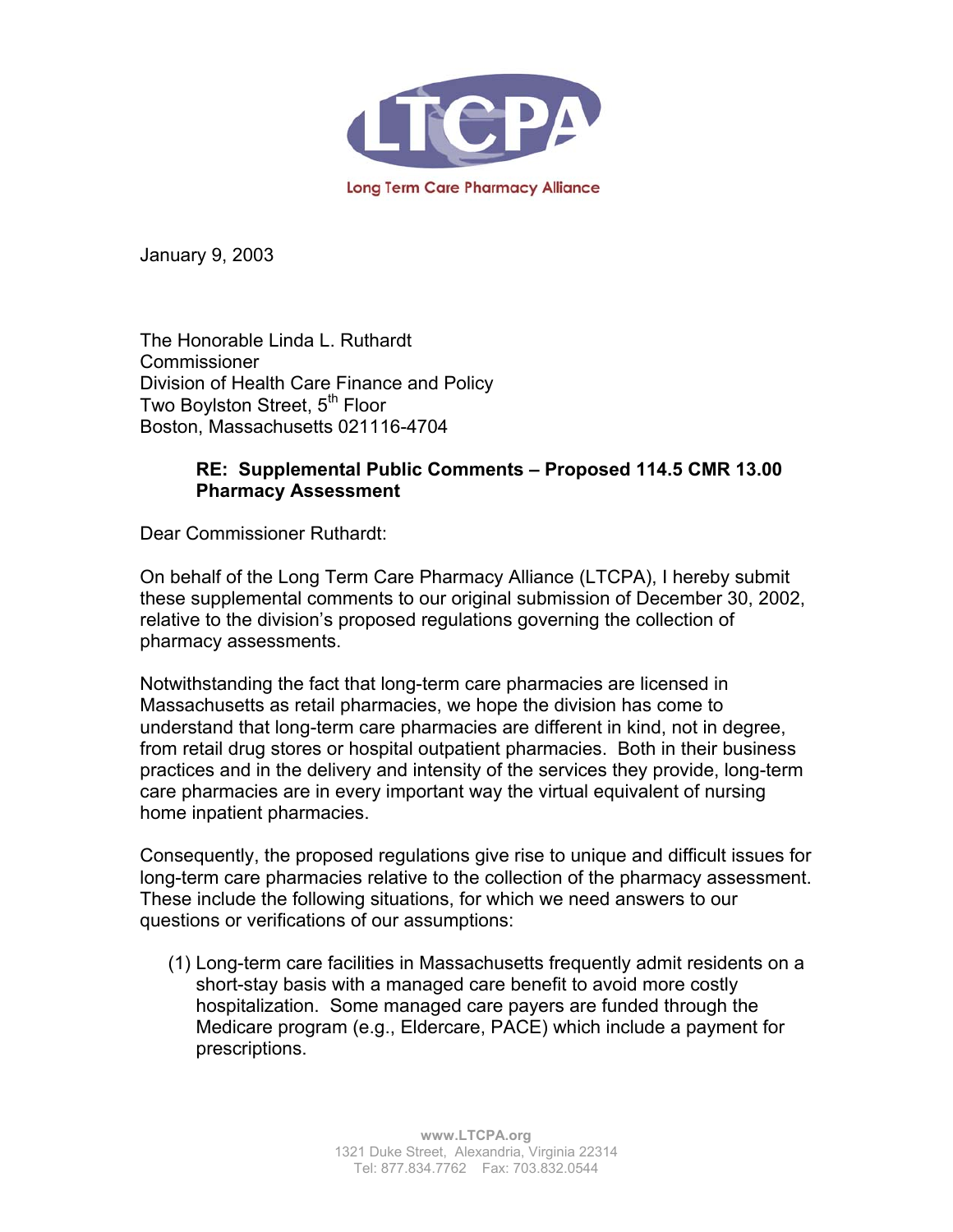# LTCPA

Long Term Care Pharmacy Alliance

January 9, 2003

The Honorable Linda L. Ruthardt
Commissioner
Division of Health Care Finance and Policy
Two Boylston Street, 5th Floor
Boston, Massachusetts 021116-4704

**RE: Supplemental Public Comments – Proposed 114.5 CMR 13.00 Pharmacy Assessment**

Dear Commissioner Ruthardt:

On behalf of the Long Term Care Pharmacy Alliance (LTCPA), I hereby submit these supplemental comments to our original submission of December 30, 2002, relative to the division's proposed regulations governing the collection of pharmacy assessments.

Notwithstanding the fact that long-term care pharmacies are licensed in Massachusetts as retail pharmacies, we hope the division has come to understand that long-term care pharmacies are different in kind, not in degree, from retail drug stores or hospital outpatient pharmacies. Both in their business practices and in the delivery and intensity of the services they provide, long-term care pharmacies are in every important way the virtual equivalent of nursing home inpatient pharmacies.

Consequently, the proposed regulations give rise to unique and difficult issues for long-term care pharmacies relative to the collection of the pharmacy assessment. These include the following situations, for which we need answers to our questions or verifications of our assumptions:

(1) Long-term care facilities in Massachusetts frequently admit residents on a short-stay basis with a managed care benefit to avoid more costly hospitalization. Some managed care payers are funded through the Medicare program (e.g., Eldercare, PACE) which include a payment for prescriptions.

www.LTCPA.org
1321 Duke Street, Alexandria, Virginia 22314
Tel: 877.834.7762 Fax: 703.832.0544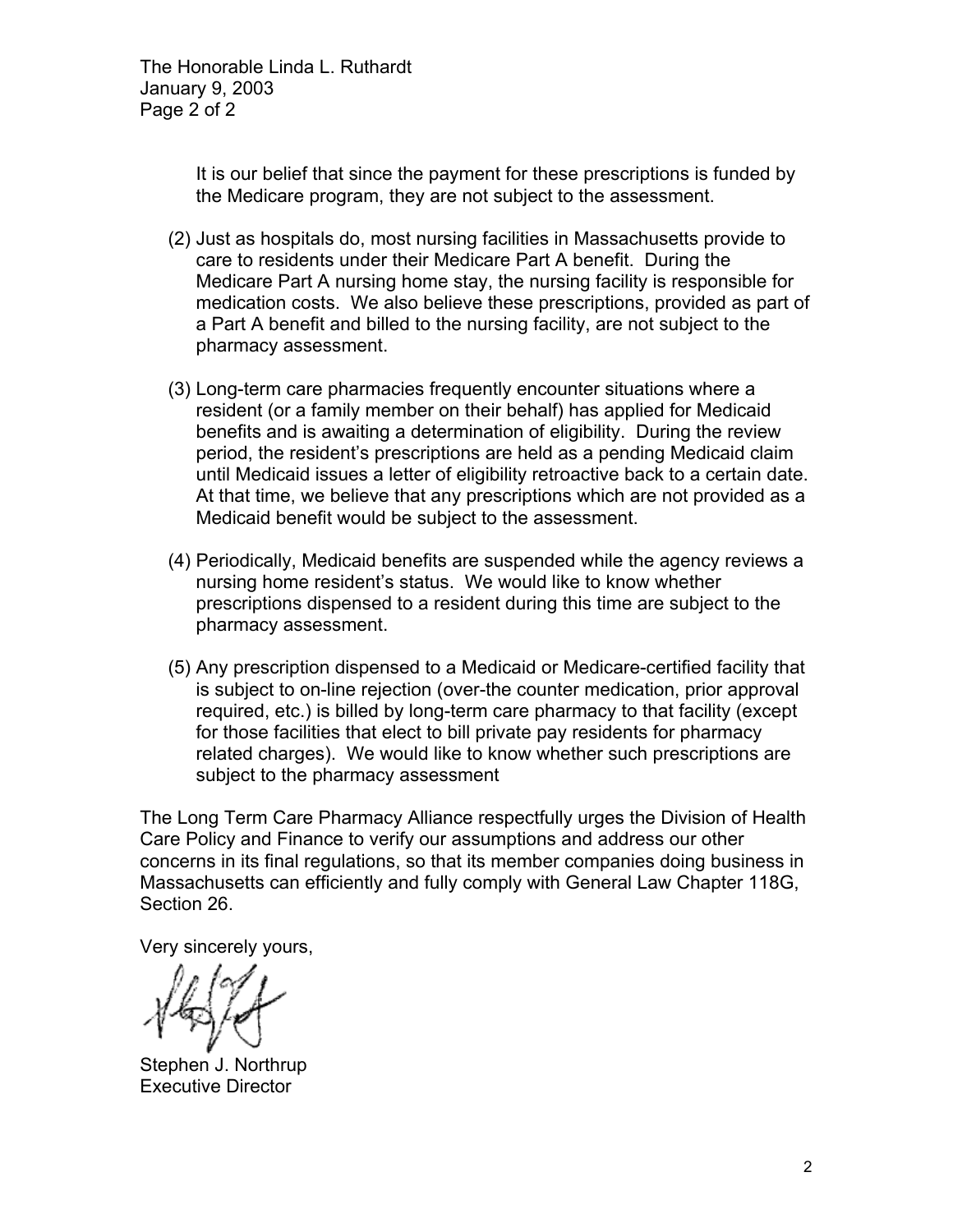It is our belief that since the payment for these prescriptions is funded by the Medicare program, they are not subject to the assessment.

(2) Just as hospitals do, most nursing facilities in Massachusetts provide to care to residents under their Medicare Part A benefit. During the Medicare Part A nursing home stay, the nursing facility is responsible for medication costs. We also believe these prescriptions, provided as part of a Part A benefit and billed to the nursing facility, are not subject to the pharmacy assessment.

(3) Long-term care pharmacies frequently encounter situations where a resident (or a family member on their behalf) has applied for Medicaid benefits and is awaiting a determination of eligibility. During the review period, the resident's prescriptions are held as a pending Medicaid claim until Medicaid issues a letter of eligibility retroactive back to a certain date. At that time, we believe that any prescriptions which are not provided as a Medicaid benefit would be subject to the assessment.

(4) Periodically, Medicaid benefits are suspended while the agency reviews a nursing home resident's status. We would like to know whether prescriptions dispensed to a resident during this time are subject to the pharmacy assessment.

(5) Any prescription dispensed to a Medicaid or Medicare-certified facility that is subject to on-line rejection (over-the counter medication, prior approval required, etc.) is billed by long-term care pharmacy to that facility (except for those facilities that elect to bill private pay residents for pharmacy related charges). We would like to know whether such prescriptions are subject to the pharmacy assessment

The Long Term Care Pharmacy Alliance respectfully urges the Division of Health Care Policy and Finance to verify our assumptions and address our other concerns in its final regulations, so that its member companies doing business in Massachusetts can efficiently and fully comply with General Law Chapter 118G, Section 26.

Very sincerely yours,

Stephen J. Northrup
Executive Director